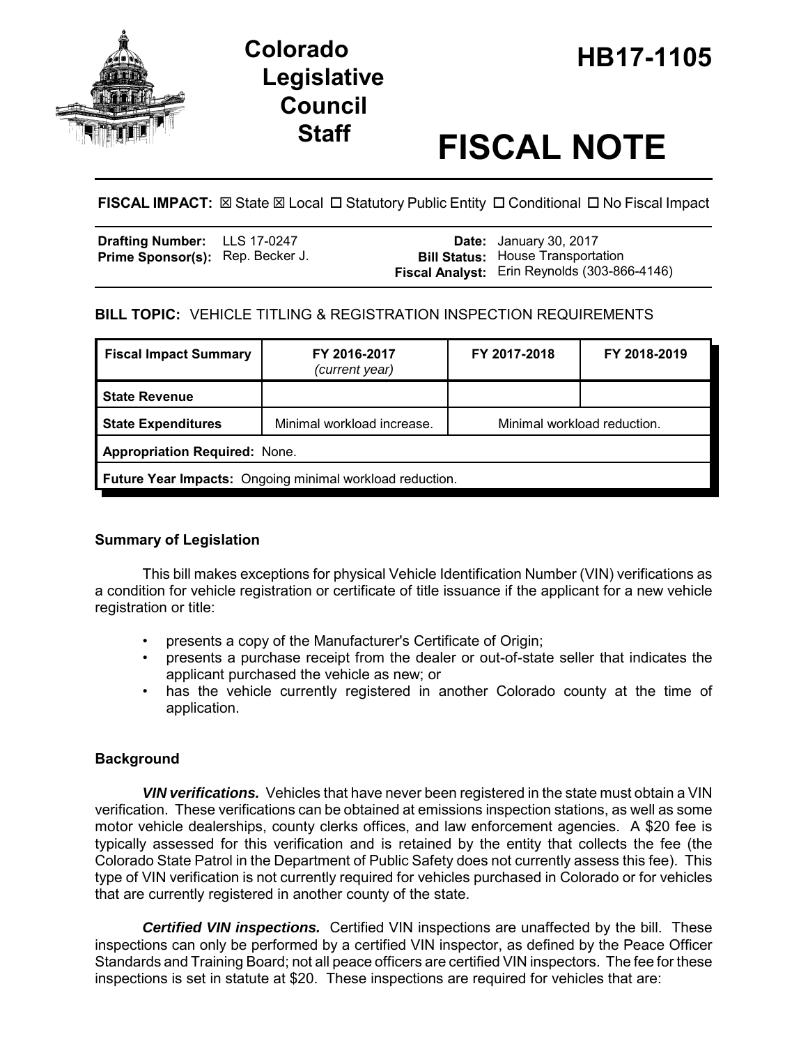# Colorado Legislative Council Staff

# HB17-1105

# FISCAL NOTE

**FISCAL IMPACT:** ☒ State ☒ Local ☐ Statutory Public Entity ☐ Conditional ☐ No Fiscal Impact

| | | | |
|---|---|---|---|
| **Drafting Number:** | LLS 17-0247 | **Date:** | January 30, 2017 |
| **Prime Sponsor(s):** | Rep. Becker J. | **Bill Status:** | House Transportation |
| | | **Fiscal Analyst:** | Erin Reynolds (303-866-4146) |

**BILL TOPIC:** VEHICLE TITLING & REGISTRATION INSPECTION REQUIREMENTS

| Fiscal Impact Summary | FY 2016-2017 *(current year)* | FY 2017-2018 | FY 2018-2019 |
|---|---|---|---|
| **State Revenue** | | | |
| **State Expenditures** | Minimal workload increase. | Minimal workload reduction. | |
| **Appropriation Required:** None. | | | |
| **Future Year Impacts:** Ongoing minimal workload reduction. | | | |

### Summary of Legislation

This bill makes exceptions for physical Vehicle Identification Number (VIN) verifications as a condition for vehicle registration or certificate of title issuance if the applicant for a new vehicle registration or title:

- presents a copy of the Manufacturer's Certificate of Origin;
- presents a purchase receipt from the dealer or out-of-state seller that indicates the applicant purchased the vehicle as new; or
- has the vehicle currently registered in another Colorado county at the time of application.

### Background

***VIN verifications.*** Vehicles that have never been registered in the state must obtain a VIN verification. These verifications can be obtained at emissions inspection stations, as well as some motor vehicle dealerships, county clerks offices, and law enforcement agencies. A $20 fee is typically assessed for this verification and is retained by the entity that collects the fee (the Colorado State Patrol in the Department of Public Safety does not currently assess this fee). This type of VIN verification is not currently required for vehicles purchased in Colorado or for vehicles that are currently registered in another county of the state.

***Certified VIN inspections.*** Certified VIN inspections are unaffected by the bill. These inspections can only be performed by a certified VIN inspector, as defined by the Peace Officer Standards and Training Board; not all peace officers are certified VIN inspectors. The fee for these inspections is set in statute at $20. These inspections are required for vehicles that are: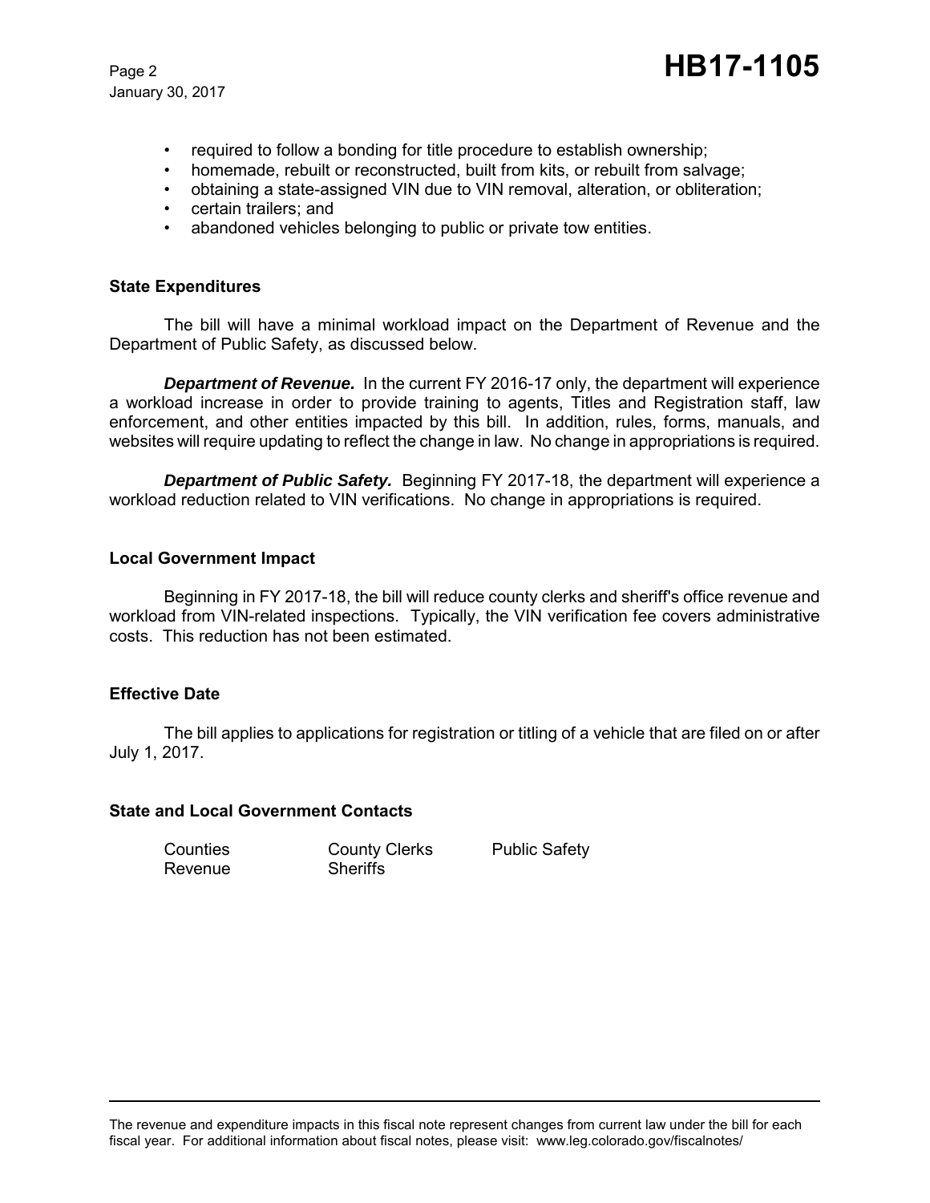- required to follow a bonding for title procedure to establish ownership;
- homemade, rebuilt or reconstructed, built from kits, or rebuilt from salvage;
- obtaining a state-assigned VIN due to VIN removal, alteration, or obliteration;
- certain trailers; and
- abandoned vehicles belonging to public or private tow entities.

## State Expenditures

The bill will have a minimal workload impact on the Department of Revenue and the Department of Public Safety, as discussed below.

***Department of Revenue.*** In the current FY 2016-17 only, the department will experience a workload increase in order to provide training to agents, Titles and Registration staff, law enforcement, and other entities impacted by this bill. In addition, rules, forms, manuals, and websites will require updating to reflect the change in law. No change in appropriations is required.

***Department of Public Safety.*** Beginning FY 2017-18, the department will experience a workload reduction related to VIN verifications. No change in appropriations is required.

## Local Government Impact

Beginning in FY 2017-18, the bill will reduce county clerks and sheriff's office revenue and workload from VIN-related inspections. Typically, the VIN verification fee covers administrative costs. This reduction has not been estimated.

## Effective Date

The bill applies to applications for registration or titling of a vehicle that are filed on or after July 1, 2017.

## State and Local Government Contacts

| | | |
|---|---|---|
| Counties | County Clerks | Public Safety |
| Revenue | Sheriffs | |

The revenue and expenditure impacts in this fiscal note represent changes from current law under the bill for each fiscal year. For additional information about fiscal notes, please visit: www.leg.colorado.gov/fiscalnotes/